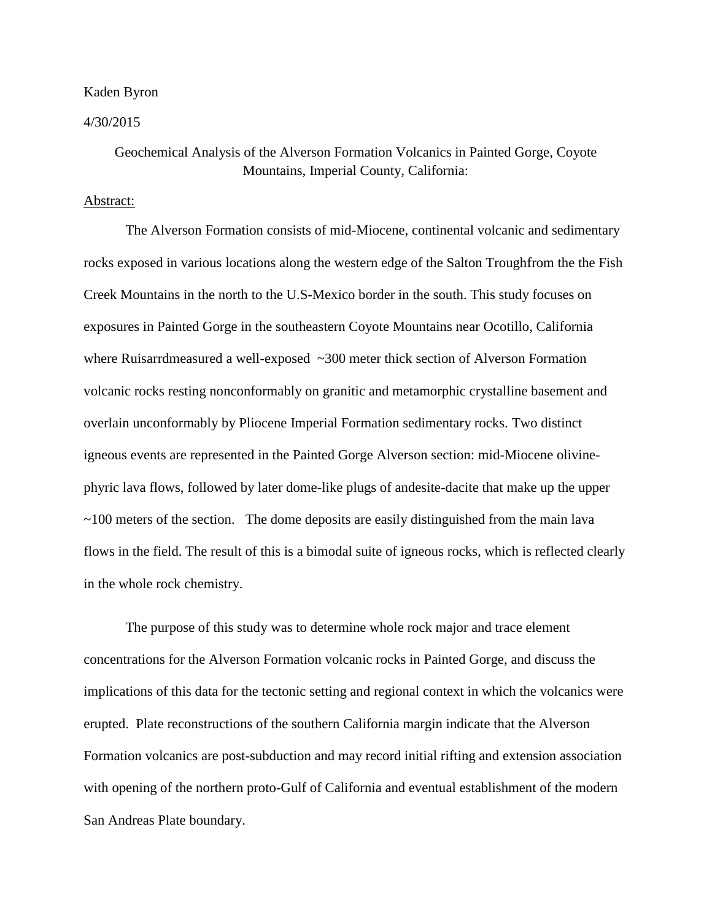Kaden Byron

4/30/2015

Geochemical Analysis of the Alverson Formation Volcanics in Painted Gorge, Coyote Mountains, Imperial County, California:

Abstract:

The Alverson Formation consists of mid-Miocene, continental volcanic and sedimentary rocks exposed in various locations along the western edge of the Salton Troughfrom the the Fish Creek Mountains in the north to the U.S-Mexico border in the south. This study focuses on exposures in Painted Gorge in the southeastern Coyote Mountains near Ocotillo, California where Ruisarrdmeasured a well-exposed ~300 meter thick section of Alverson Formation volcanic rocks resting nonconformably on granitic and metamorphic crystalline basement and overlain unconformably by Pliocene Imperial Formation sedimentary rocks. Two distinct igneous events are represented in the Painted Gorge Alverson section: mid-Miocene olivine-phyric lava flows, followed by later dome-like plugs of andesite-dacite that make up the upper ~100 meters of the section. The dome deposits are easily distinguished from the main lava flows in the field. The result of this is a bimodal suite of igneous rocks, which is reflected clearly in the whole rock chemistry.

The purpose of this study was to determine whole rock major and trace element concentrations for the Alverson Formation volcanic rocks in Painted Gorge, and discuss the implications of this data for the tectonic setting and regional context in which the volcanics were erupted. Plate reconstructions of the southern California margin indicate that the Alverson Formation volcanics are post-subduction and may record initial rifting and extension association with opening of the northern proto-Gulf of California and eventual establishment of the modern San Andreas Plate boundary.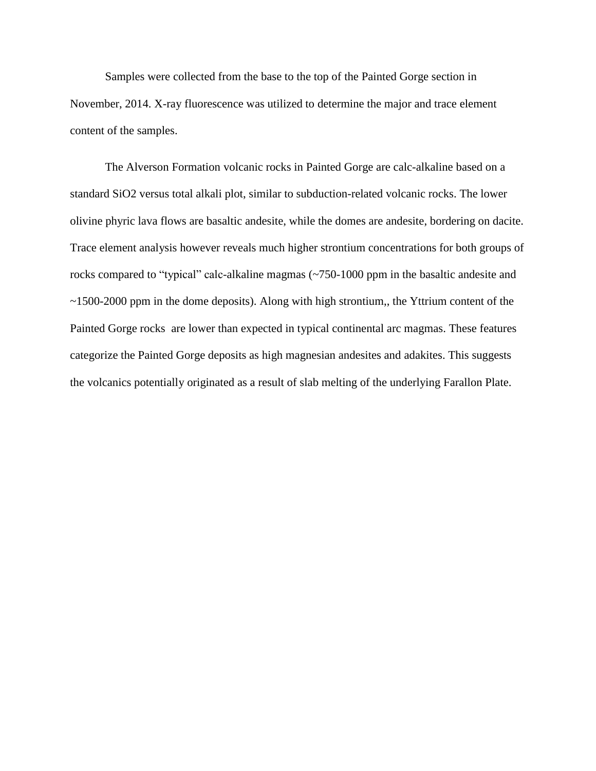Samples were collected from the base to the top of the Painted Gorge section in November, 2014. X-ray fluorescence was utilized to determine the major and trace element content of the samples.

The Alverson Formation volcanic rocks in Painted Gorge are calc-alkaline based on a standard $SiO_2$ versus total alkali plot, similar to subduction-related volcanic rocks. The lower olivine phyric lava flows are basaltic andesite, while the domes are andesite, bordering on dacite. Trace element analysis however reveals much higher strontium concentrations for both groups of rocks compared to "typical" calc-alkaline magmas (~750-1000 ppm in the basaltic andesite and ~1500-2000 ppm in the dome deposits). Along with high strontium,, the Yttrium content of the Painted Gorge rocks  are lower than expected in typical continental arc magmas. These features categorize the Painted Gorge deposits as high magnesian andesites and adakites. This suggests the volcanics potentially originated as a result of slab melting of the underlying Farallon Plate.